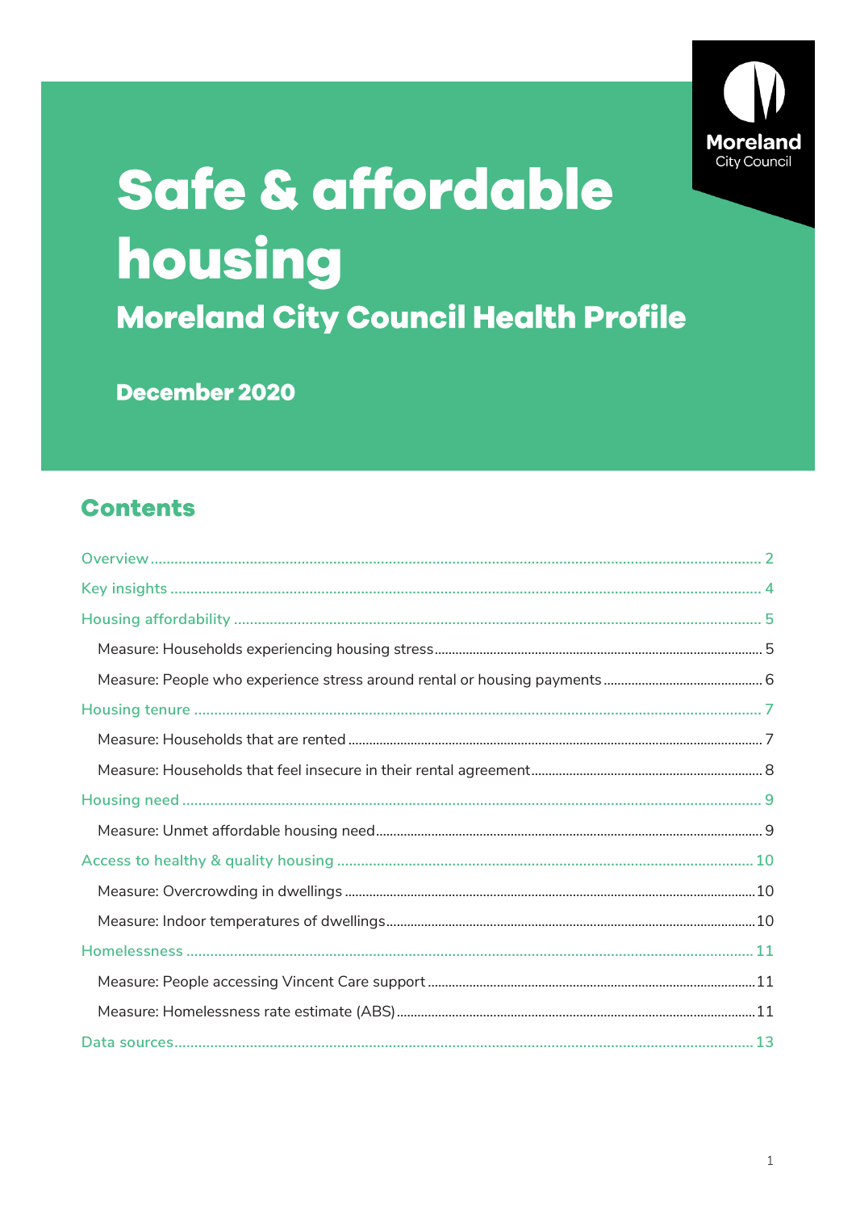Moreland
City Council

# Safe & affordable housing

## Moreland City Council Health Profile

**December 2020**

## Contents

- Overview ........ 2
- Key insights ........ 4
- Housing affordability ........ 5
  - Measure: Households experiencing housing stress ........ 5
  - Measure: People who experience stress around rental or housing payments ........ 6
- Housing tenure ........ 7
  - Measure: Households that are rented ........ 7
  - Measure: Households that feel insecure in their rental agreement ........ 8
- Housing need ........ 9
  - Measure: Unmet affordable housing need ........ 9
- Access to healthy & quality housing ........ 10
  - Measure: Overcrowding in dwellings ........ 10
  - Measure: Indoor temperatures of dwellings ........ 10
- Homelessness ........ 11
  - Measure: People accessing Vincent Care support ........ 11
  - Measure: Homelessness rate estimate (ABS) ........ 11
- Data sources ........ 13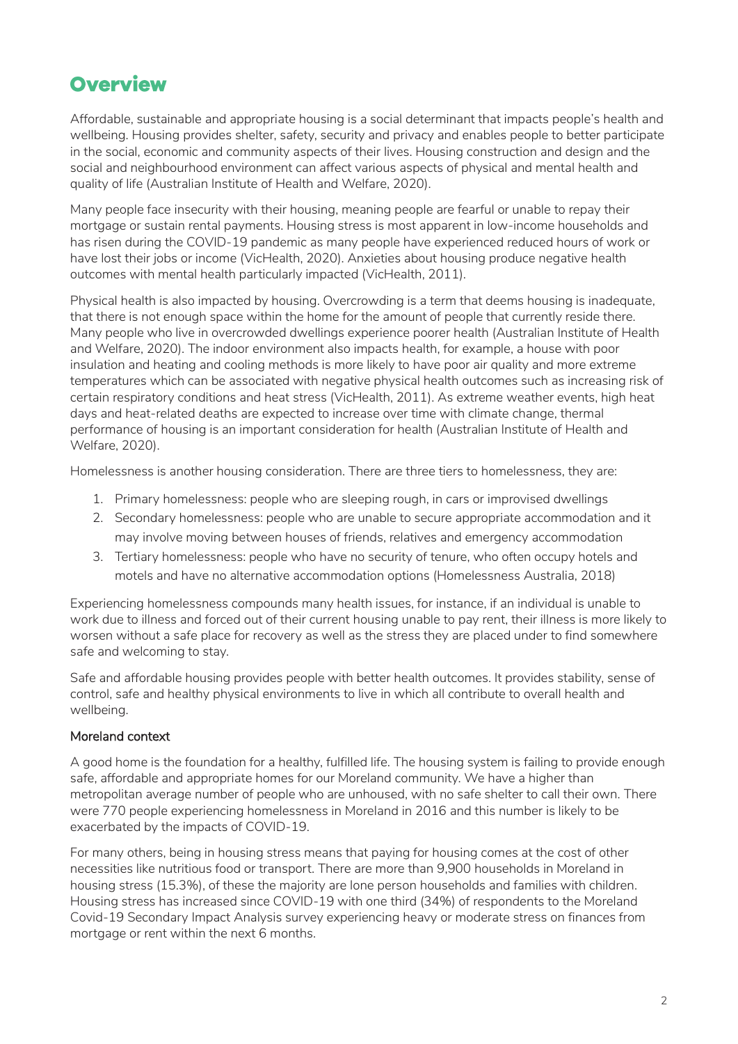# Overview

Affordable, sustainable and appropriate housing is a social determinant that impacts people's health and wellbeing. Housing provides shelter, safety, security and privacy and enables people to better participate in the social, economic and community aspects of their lives. Housing construction and design and the social and neighbourhood environment can affect various aspects of physical and mental health and quality of life (Australian Institute of Health and Welfare, 2020).

Many people face insecurity with their housing, meaning people are fearful or unable to repay their mortgage or sustain rental payments. Housing stress is most apparent in low-income households and has risen during the COVID-19 pandemic as many people have experienced reduced hours of work or have lost their jobs or income (VicHealth, 2020). Anxieties about housing produce negative health outcomes with mental health particularly impacted (VicHealth, 2011).

Physical health is also impacted by housing. Overcrowding is a term that deems housing is inadequate, that there is not enough space within the home for the amount of people that currently reside there. Many people who live in overcrowded dwellings experience poorer health (Australian Institute of Health and Welfare, 2020). The indoor environment also impacts health, for example, a house with poor insulation and heating and cooling methods is more likely to have poor air quality and more extreme temperatures which can be associated with negative physical health outcomes such as increasing risk of certain respiratory conditions and heat stress (VicHealth, 2011). As extreme weather events, high heat days and heat-related deaths are expected to increase over time with climate change, thermal performance of housing is an important consideration for health (Australian Institute of Health and Welfare, 2020).

Homelessness is another housing consideration. There are three tiers to homelessness, they are:

1. Primary homelessness: people who are sleeping rough, in cars or improvised dwellings
2. Secondary homelessness: people who are unable to secure appropriate accommodation and it may involve moving between houses of friends, relatives and emergency accommodation
3. Tertiary homelessness: people who have no security of tenure, who often occupy hotels and motels and have no alternative accommodation options (Homelessness Australia, 2018)

Experiencing homelessness compounds many health issues, for instance, if an individual is unable to work due to illness and forced out of their current housing unable to pay rent, their illness is more likely to worsen without a safe place for recovery as well as the stress they are placed under to find somewhere safe and welcoming to stay.

Safe and affordable housing provides people with better health outcomes. It provides stability, sense of control, safe and healthy physical environments to live in which all contribute to overall health and wellbeing.

**Moreland context**

A good home is the foundation for a healthy, fulfilled life. The housing system is failing to provide enough safe, affordable and appropriate homes for our Moreland community. We have a higher than metropolitan average number of people who are unhoused, with no safe shelter to call their own. There were 770 people experiencing homelessness in Moreland in 2016 and this number is likely to be exacerbated by the impacts of COVID-19.

For many others, being in housing stress means that paying for housing comes at the cost of other necessities like nutritious food or transport. There are more than 9,900 households in Moreland in housing stress (15.3%), of these the majority are lone person households and families with children. Housing stress has increased since COVID-19 with one third (34%) of respondents to the Moreland Covid-19 Secondary Impact Analysis survey experiencing heavy or moderate stress on finances from mortgage or rent within the next 6 months.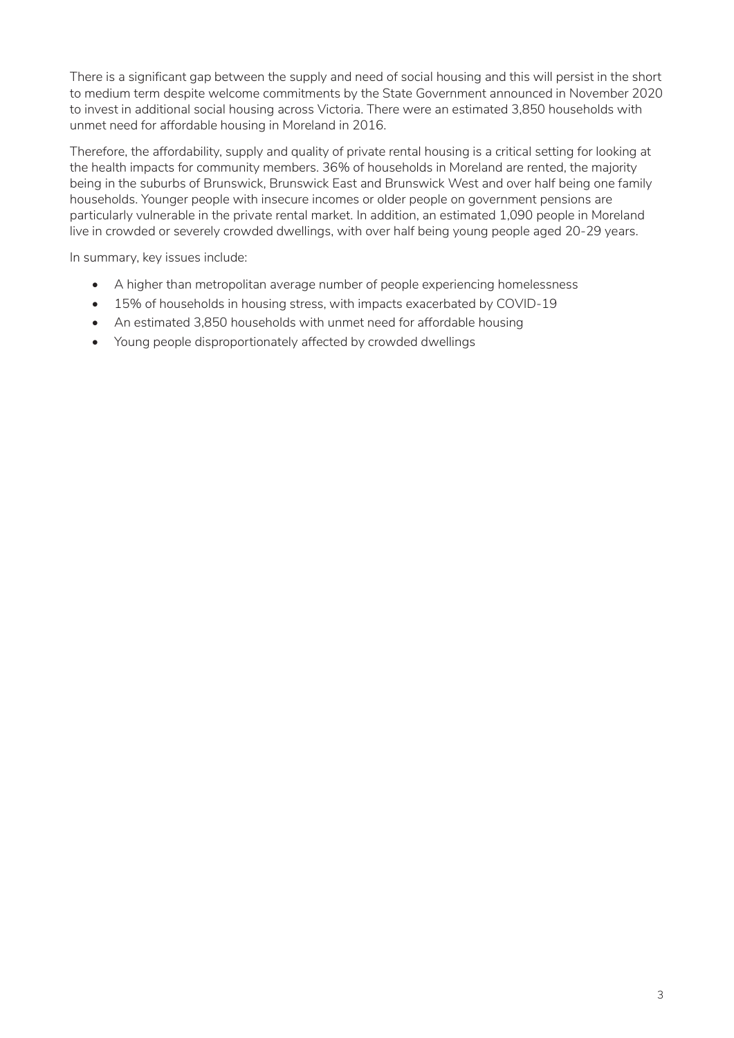There is a significant gap between the supply and need of social housing and this will persist in the short to medium term despite welcome commitments by the State Government announced in November 2020 to invest in additional social housing across Victoria. There were an estimated 3,850 households with unmet need for affordable housing in Moreland in 2016.

Therefore, the affordability, supply and quality of private rental housing is a critical setting for looking at the health impacts for community members. 36% of households in Moreland are rented, the majority being in the suburbs of Brunswick, Brunswick East and Brunswick West and over half being one family households. Younger people with insecure incomes or older people on government pensions are particularly vulnerable in the private rental market. In addition, an estimated 1,090 people in Moreland live in crowded or severely crowded dwellings, with over half being young people aged 20-29 years.

In summary, key issues include:

- A higher than metropolitan average number of people experiencing homelessness
- 15% of households in housing stress, with impacts exacerbated by COVID-19
- An estimated 3,850 households with unmet need for affordable housing
- Young people disproportionately affected by crowded dwellings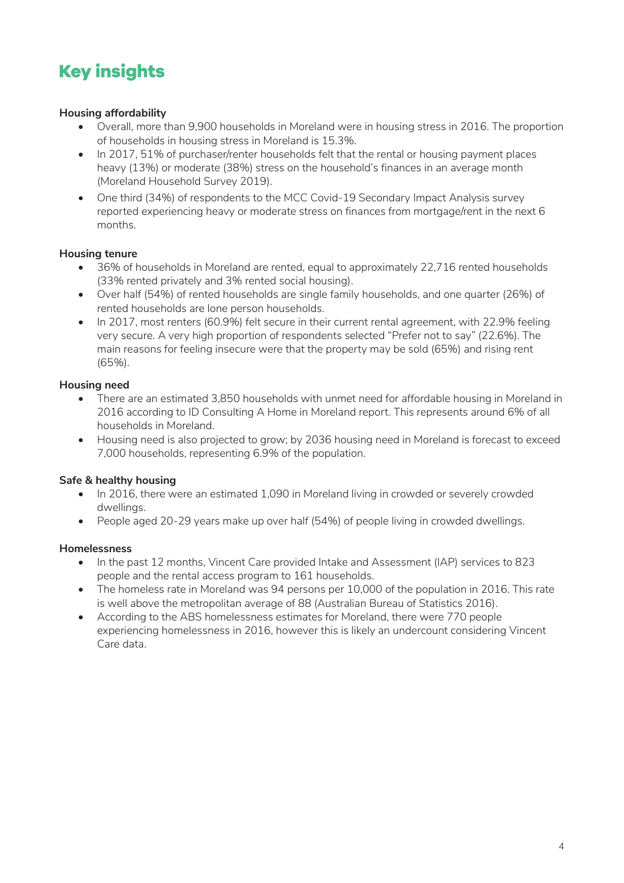# Key insights

**Housing affordability**

- Overall, more than 9,900 households in Moreland were in housing stress in 2016. The proportion of households in housing stress in Moreland is 15.3%.
- In 2017, 51% of purchaser/renter households felt that the rental or housing payment places heavy (13%) or moderate (38%) stress on the household's finances in an average month (Moreland Household Survey 2019).
- One third (34%) of respondents to the MCC Covid-19 Secondary Impact Analysis survey reported experiencing heavy or moderate stress on finances from mortgage/rent in the next 6 months.

**Housing tenure**

- 36% of households in Moreland are rented, equal to approximately 22,716 rented households (33% rented privately and 3% rented social housing).
- Over half (54%) of rented households are single family households, and one quarter (26%) of rented households are lone person households.
- In 2017, most renters (60.9%) felt secure in their current rental agreement, with 22.9% feeling very secure. A very high proportion of respondents selected "Prefer not to say" (22.6%). The main reasons for feeling insecure were that the property may be sold (65%) and rising rent (65%).

**Housing need**

- There are an estimated 3,850 households with unmet need for affordable housing in Moreland in 2016 according to ID Consulting A Home in Moreland report. This represents around 6% of all households in Moreland.
- Housing need is also projected to grow; by 2036 housing need in Moreland is forecast to exceed 7,000 households, representing 6.9% of the population.

**Safe & healthy housing**

- In 2016, there were an estimated 1,090 in Moreland living in crowded or severely crowded dwellings.
- People aged 20-29 years make up over half (54%) of people living in crowded dwellings.

**Homelessness**

- In the past 12 months, Vincent Care provided Intake and Assessment (IAP) services to 823 people and the rental access program to 161 households.
- The homeless rate in Moreland was 94 persons per 10,000 of the population in 2016. This rate is well above the metropolitan average of 88 (Australian Bureau of Statistics 2016).
- According to the ABS homelessness estimates for Moreland, there were 770 people experiencing homelessness in 2016, however this is likely an undercount considering Vincent Care data.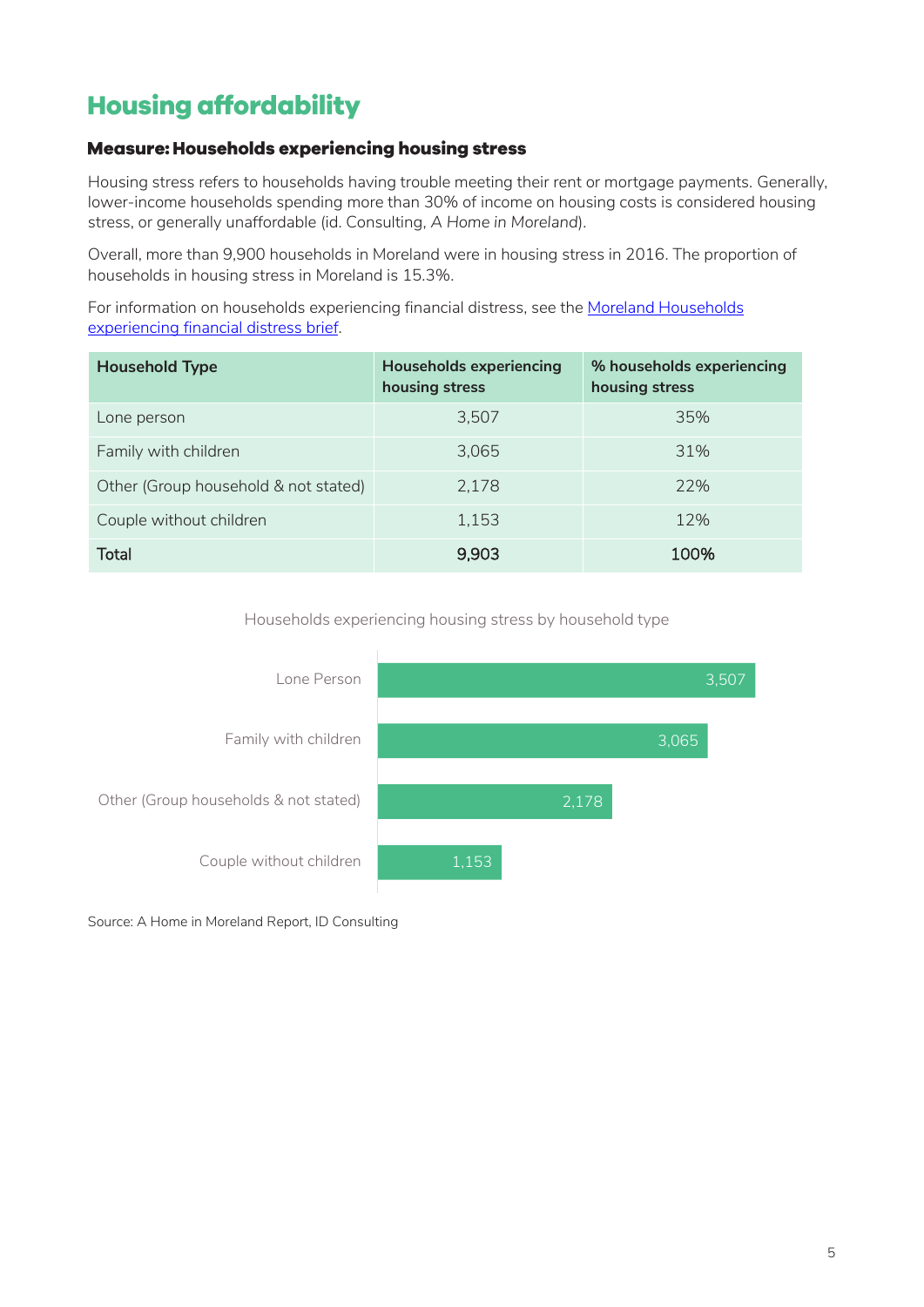# Housing affordability

### Measure: Households experiencing housing stress

Housing stress refers to households having trouble meeting their rent or mortgage payments. Generally, lower-income households spending more than 30% of income on housing costs is considered housing stress, or generally unaffordable (id. Consulting, *A Home in Moreland*).

Overall, more than 9,900 households in Moreland were in housing stress in 2016. The proportion of households in housing stress in Moreland is 15.3%.

For information on households experiencing financial distress, see the [Moreland Households experiencing financial distress brief](#).

| Household Type | Households experiencing housing stress | % households experiencing housing stress |
|---|---|---|
| Lone person | 3,507 | 35% |
| Family with children | 3,065 | 31% |
| Other (Group household & not stated) | 2,178 | 22% |
| Couple without children | 1,153 | 12% |
| **Total** | **9,903** | **100%** |

Households experiencing housing stress by household type

| Household type | Households |
|---|---|
| Lone Person | 3,507 |
| Family with children | 3,065 |
| Other (Group households & not stated) | 2,178 |
| Couple without children | 1,153 |

Source: A Home in Moreland Report, ID Consulting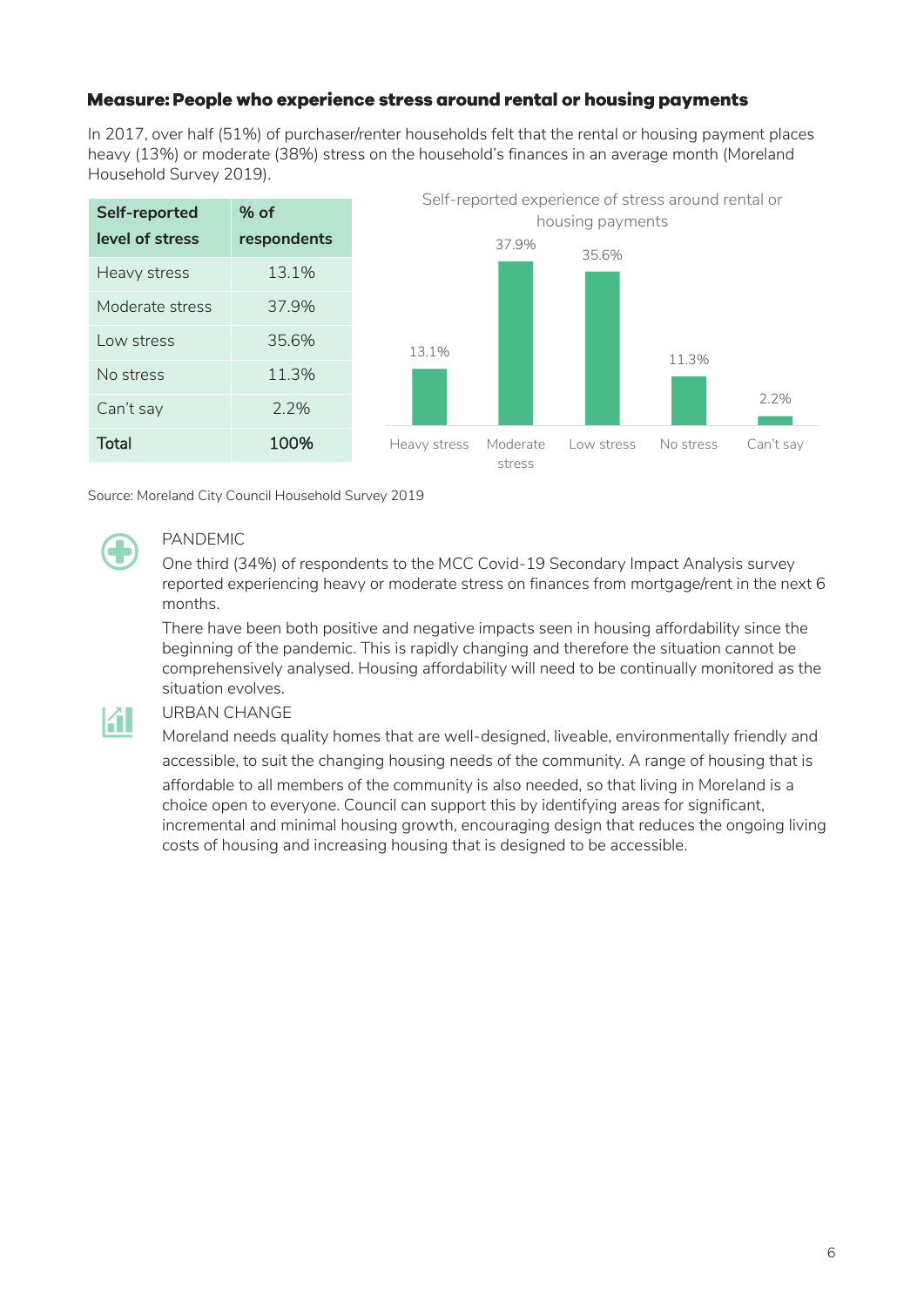### Measure: People who experience stress around rental or housing payments

In 2017, over half (51%) of purchaser/renter households felt that the rental or housing payment places heavy (13%) or moderate (38%) stress on the household's finances in an average month (Moreland Household Survey 2019).

| Self-reported level of stress | % of respondents |
|---|---|
| Heavy stress | 13.1% |
| Moderate stress | 37.9% |
| Low stress | 35.6% |
| No stress | 11.3% |
| Can't say | 2.2% |
| **Total** | **100%** |

Self-reported experience of stress around rental or housing payments

| Heavy stress | Moderate stress | Low stress | No stress | Can't say |
|---|---|---|---|---|
| 13.1% | 37.9% | 35.6% | 11.3% | 2.2% |

Source: Moreland City Council Household Survey 2019

PANDEMIC

One third (34%) of respondents to the MCC Covid-19 Secondary Impact Analysis survey reported experiencing heavy or moderate stress on finances from mortgage/rent in the next 6 months.

There have been both positive and negative impacts seen in housing affordability since the beginning of the pandemic. This is rapidly changing and therefore the situation cannot be comprehensively analysed. Housing affordability will need to be continually monitored as the situation evolves.

URBAN CHANGE

Moreland needs quality homes that are well-designed, liveable, environmentally friendly and accessible, to suit the changing housing needs of the community. A range of housing that is affordable to all members of the community is also needed, so that living in Moreland is a choice open to everyone. Council can support this by identifying areas for significant, incremental and minimal housing growth, encouraging design that reduces the ongoing living costs of housing and increasing housing that is designed to be accessible.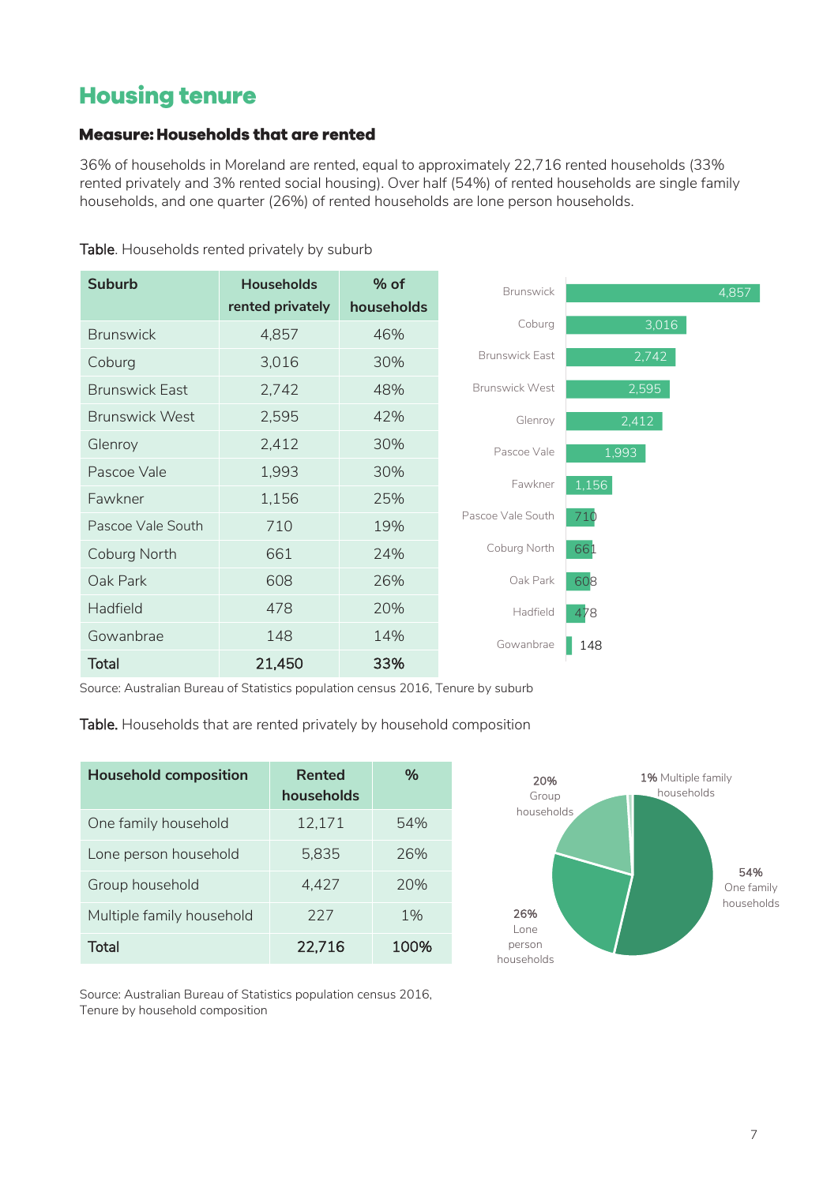# Housing tenure

### Measure: Households that are rented

36% of households in Moreland are rented, equal to approximately 22,716 rented households (33% rented privately and 3% rented social housing). Over half (54%) of rented households are single family households, and one quarter (26%) of rented households are lone person households.

**Table**. Households rented privately by suburb

| Suburb | Households rented privately | % of households |
|---|---|---|
| Brunswick | 4,857 | 46% |
| Coburg | 3,016 | 30% |
| Brunswick East | 2,742 | 48% |
| Brunswick West | 2,595 | 42% |
| Glenroy | 2,412 | 30% |
| Pascoe Vale | 1,993 | 30% |
| Fawkner | 1,156 | 25% |
| Pascoe Vale South | 710 | 19% |
| Coburg North | 661 | 24% |
| Oak Park | 608 | 26% |
| Hadfield | 478 | 20% |
| Gowanbrae | 148 | 14% |
| **Total** | **21,450** | **33%** |

Source: Australian Bureau of Statistics population census 2016, Tenure by suburb

**Table.** Households that are rented privately by household composition

| Household composition | Rented households | % |
|---|---|---|
| One family household | 12,171 | 54% |
| Lone person household | 5,835 | 26% |
| Group household | 4,427 | 20% |
| Multiple family household | 227 | 1% |
| **Total** | **22,716** | **100%** |

Source: Australian Bureau of Statistics population census 2016, Tenure by household composition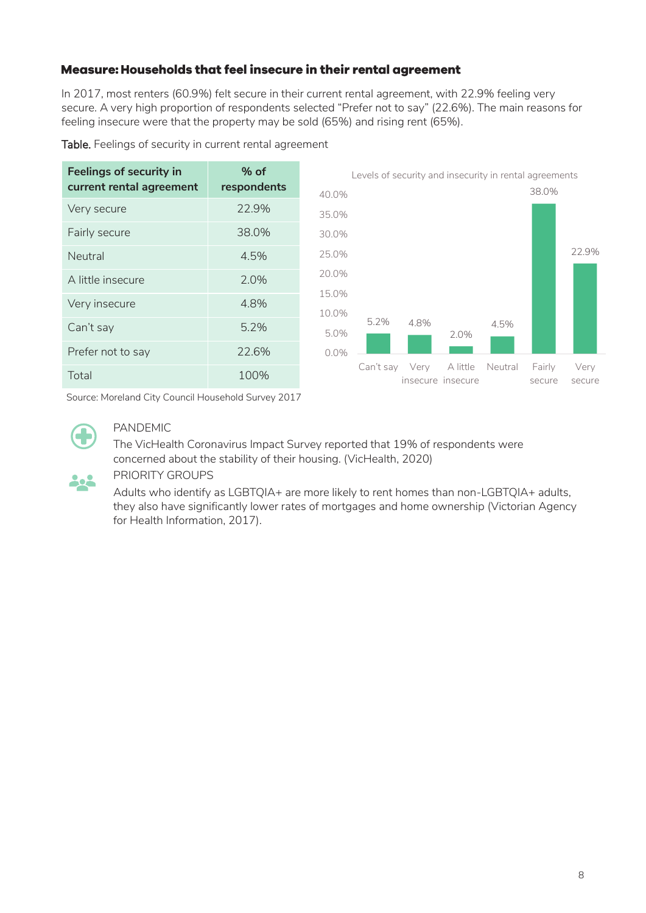### Measure: Households that feel insecure in their rental agreement

In 2017, most renters (60.9%) felt secure in their current rental agreement, with 22.9% feeling very secure. A very high proportion of respondents selected "Prefer not to say" (22.6%). The main reasons for feeling insecure were that the property may be sold (65%) and rising rent (65%).

Table. Feelings of security in current rental agreement

| Feelings of security in current rental agreement | % of respondents |
|---|---|
| Very secure | 22.9% |
| Fairly secure | 38.0% |
| Neutral | 4.5% |
| A little insecure | 2.0% |
| Very insecure | 4.8% |
| Can't say | 5.2% |
| Prefer not to say | 22.6% |
| Total | 100% |

Source: Moreland City Council Household Survey 2017

Levels of security and insecurity in rental agreements

| Category | % |
|---|---|
| Can't say | 5.2% |
| Very insecure | 4.8% |
| A little insecure | 2.0% |
| Neutral | 4.5% |
| Fairly secure | 38.0% |
| Very secure | 22.9% |

PANDEMIC

The VicHealth Coronavirus Impact Survey reported that 19% of respondents were concerned about the stability of their housing. (VicHealth, 2020)

PRIORITY GROUPS

Adults who identify as LGBTQIA+ are more likely to rent homes than non-LGBTQIA+ adults, they also have significantly lower rates of mortgages and home ownership (Victorian Agency for Health Information, 2017).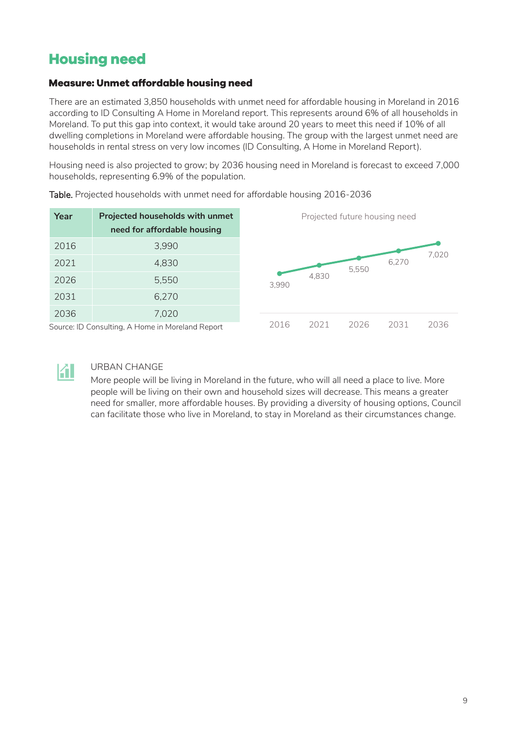# Housing need

### Measure: Unmet affordable housing need

There are an estimated 3,850 households with unmet need for affordable housing in Moreland in 2016 according to ID Consulting A Home in Moreland report. This represents around 6% of all households in Moreland. To put this gap into context, it would take around 20 years to meet this need if 10% of all dwelling completions in Moreland were affordable housing. The group with the largest unmet need are households in rental stress on very low incomes (ID Consulting, A Home in Moreland Report).

Housing need is also projected to grow; by 2036 housing need in Moreland is forecast to exceed 7,000 households, representing 6.9% of the population.

Table. Projected households with unmet need for affordable housing 2016-2036

| Year | Projected households with unmet need for affordable housing |
|---|---|
| 2016 | 3,990 |
| 2021 | 4,830 |
| 2026 | 5,550 |
| 2031 | 6,270 |
| 2036 | 7,020 |

Source: ID Consulting, A Home in Moreland Report

Projected future housing need

| 2016 | 2021 | 2026 | 2031 | 2036 |
|---|---|---|---|---|
| 3,990 | 4,830 | 5,550 | 6,270 | 7,020 |

URBAN CHANGE

More people will be living in Moreland in the future, who will all need a place to live. More people will be living on their own and household sizes will decrease. This means a greater need for smaller, more affordable houses. By providing a diversity of housing options, Council can facilitate those who live in Moreland, to stay in Moreland as their circumstances change.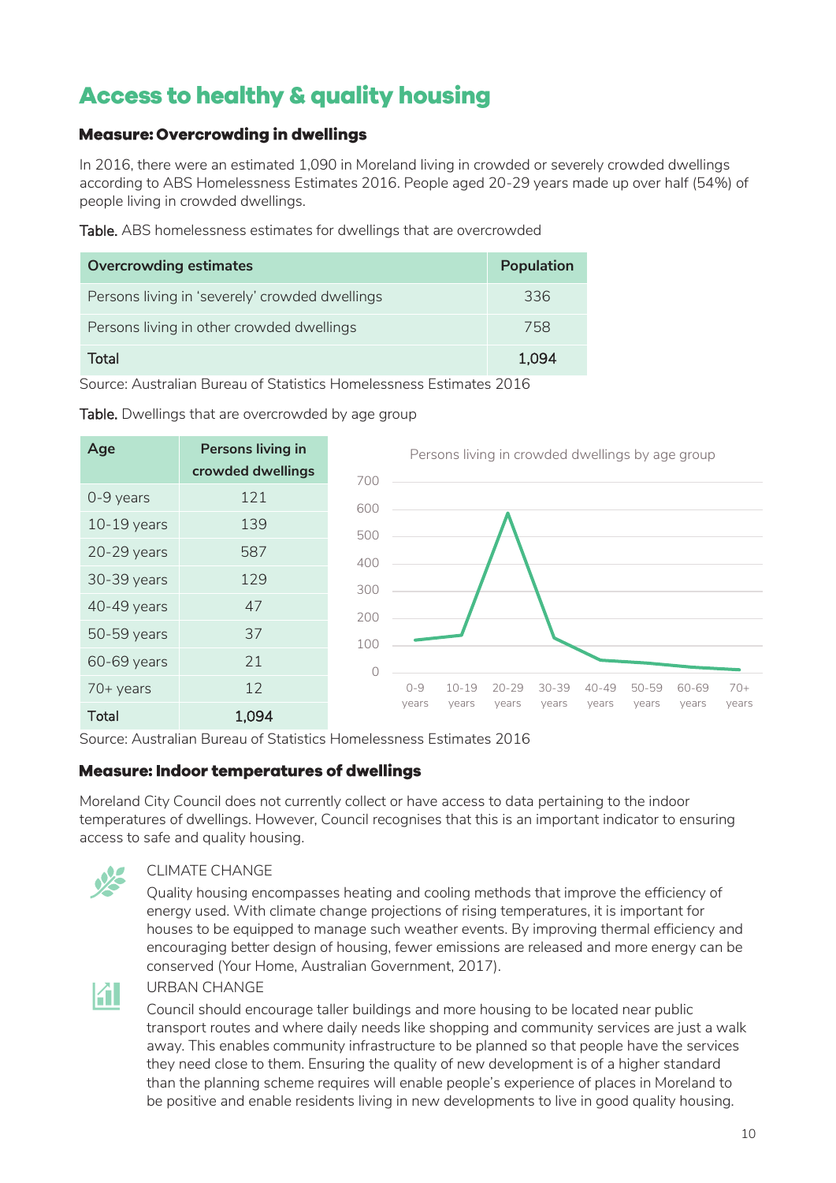# Access to healthy & quality housing

### Measure: Overcrowding in dwellings

In 2016, there were an estimated 1,090 in Moreland living in crowded or severely crowded dwellings according to ABS Homelessness Estimates 2016. People aged 20-29 years made up over half (54%) of people living in crowded dwellings.

**Table.** ABS homelessness estimates for dwellings that are overcrowded

| Overcrowding estimates | Population |
|---|---|
| Persons living in 'severely' crowded dwellings | 336 |
| Persons living in other crowded dwellings | 758 |
| Total | 1,094 |

Source: Australian Bureau of Statistics Homelessness Estimates 2016

**Table.** Dwellings that are overcrowded by age group

| Age | Persons living in crowded dwellings |
|---|---|
| 0-9 years | 121 |
| 10-19 years | 139 |
| 20-29 years | 587 |
| 30-39 years | 129 |
| 40-49 years | 47 |
| 50-59 years | 37 |
| 60-69 years | 21 |
| 70+ years | 12 |
| Total | 1,094 |

Persons living in crowded dwellings by age group

Source: Australian Bureau of Statistics Homelessness Estimates 2016

### Measure: Indoor temperatures of dwellings

Moreland City Council does not currently collect or have access to data pertaining to the indoor temperatures of dwellings. However, Council recognises that this is an important indicator to ensuring access to safe and quality housing.

CLIMATE CHANGE

Quality housing encompasses heating and cooling methods that improve the efficiency of energy used. With climate change projections of rising temperatures, it is important for houses to be equipped to manage such weather events. By improving thermal efficiency and encouraging better design of housing, fewer emissions are released and more energy can be conserved (Your Home, Australian Government, 2017).

URBAN CHANGE

Council should encourage taller buildings and more housing to be located near public transport routes and where daily needs like shopping and community services are just a walk away. This enables community infrastructure to be planned so that people have the services they need close to them. Ensuring the quality of new development is of a higher standard than the planning scheme requires will enable people's experience of places in Moreland to be positive and enable residents living in new developments to live in good quality housing.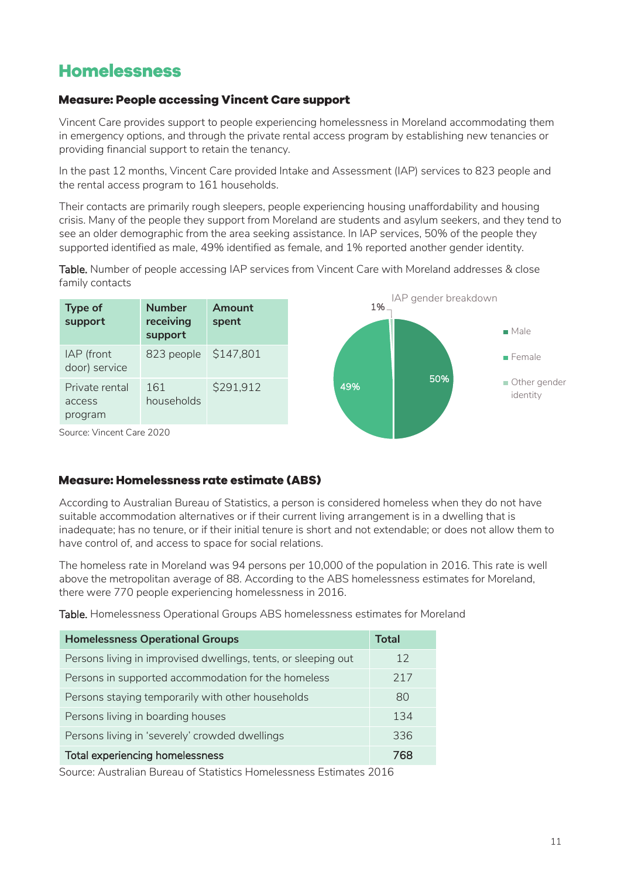# Homelessness

### Measure: People accessing Vincent Care support

Vincent Care provides support to people experiencing homelessness in Moreland accommodating them in emergency options, and through the private rental access program by establishing new tenancies or providing financial support to retain the tenancy.

In the past 12 months, Vincent Care provided Intake and Assessment (IAP) services to 823 people and the rental access program to 161 households.

Their contacts are primarily rough sleepers, people experiencing housing unaffordability and housing crisis. Many of the people they support from Moreland are students and asylum seekers, and they tend to see an older demographic from the area seeking assistance. In IAP services, 50% of the people they supported identified as male, 49% identified as female, and 1% reported another gender identity.

**Table.** Number of people accessing IAP services from Vincent Care with Moreland addresses & close family contacts

| Type of support | Number receiving support | Amount spent |
|---|---|---|
| IAP (front door) service | 823 people | $147,801 |
| Private rental access program | 161 households | $291,912 |

Source: Vincent Care 2020

IAP gender breakdown

- Male: 50%
- Female: 49%
- Other gender identity: 1%

### Measure: Homelessness rate estimate (ABS)

According to Australian Bureau of Statistics, a person is considered homeless when they do not have suitable accommodation alternatives or if their current living arrangement is in a dwelling that is inadequate; has no tenure, or if their initial tenure is short and not extendable; or does not allow them to have control of, and access to space for social relations.

The homeless rate in Moreland was 94 persons per 10,000 of the population in 2016. This rate is well above the metropolitan average of 88. According to the ABS homelessness estimates for Moreland, there were 770 people experiencing homelessness in 2016.

**Table.** Homelessness Operational Groups ABS homelessness estimates for Moreland

| Homelessness Operational Groups | Total |
|---|---|
| Persons living in improvised dwellings, tents, or sleeping out | 12 |
| Persons in supported accommodation for the homeless | 217 |
| Persons staying temporarily with other households | 80 |
| Persons living in boarding houses | 134 |
| Persons living in 'severely' crowded dwellings | 336 |
| **Total experiencing homelessness** | **768** |

Source: Australian Bureau of Statistics Homelessness Estimates 2016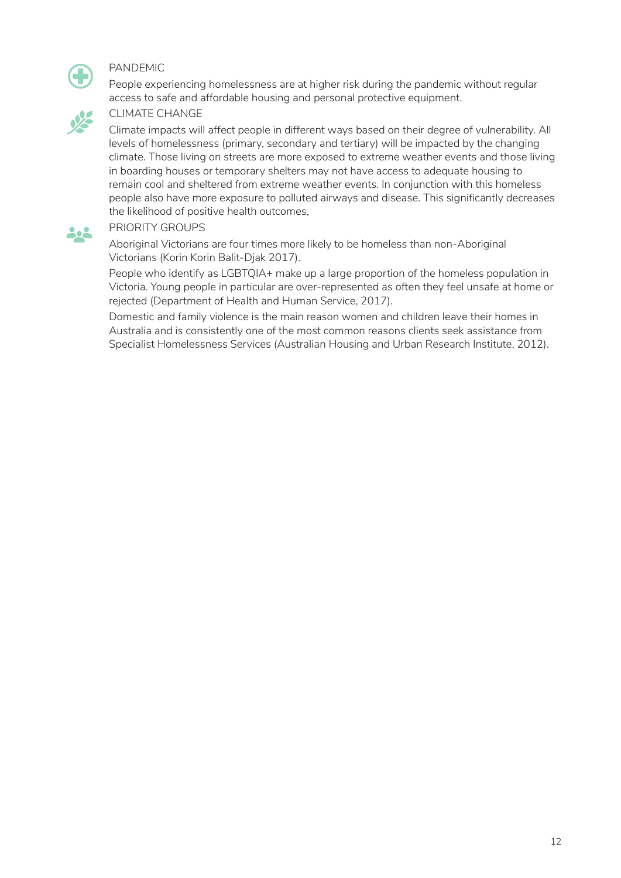### PANDEMIC

People experiencing homelessness are at higher risk during the pandemic without regular access to safe and affordable housing and personal protective equipment.

### CLIMATE CHANGE

Climate impacts will affect people in different ways based on their degree of vulnerability. All levels of homelessness (primary, secondary and tertiary) will be impacted by the changing climate. Those living on streets are more exposed to extreme weather events and those living in boarding houses or temporary shelters may not have access to adequate housing to remain cool and sheltered from extreme weather events. In conjunction with this homeless people also have more exposure to polluted airways and disease. This significantly decreases the likelihood of positive health outcomes.

### PRIORITY GROUPS

Aboriginal Victorians are four times more likely to be homeless than non-Aboriginal Victorians (Korin Korin Balit-Djak 2017).

People who identify as LGBTQIA+ make up a large proportion of the homeless population in Victoria. Young people in particular are over-represented as often they feel unsafe at home or rejected (Department of Health and Human Service, 2017).

Domestic and family violence is the main reason women and children leave their homes in Australia and is consistently one of the most common reasons clients seek assistance from Specialist Homelessness Services (Australian Housing and Urban Research Institute, 2012).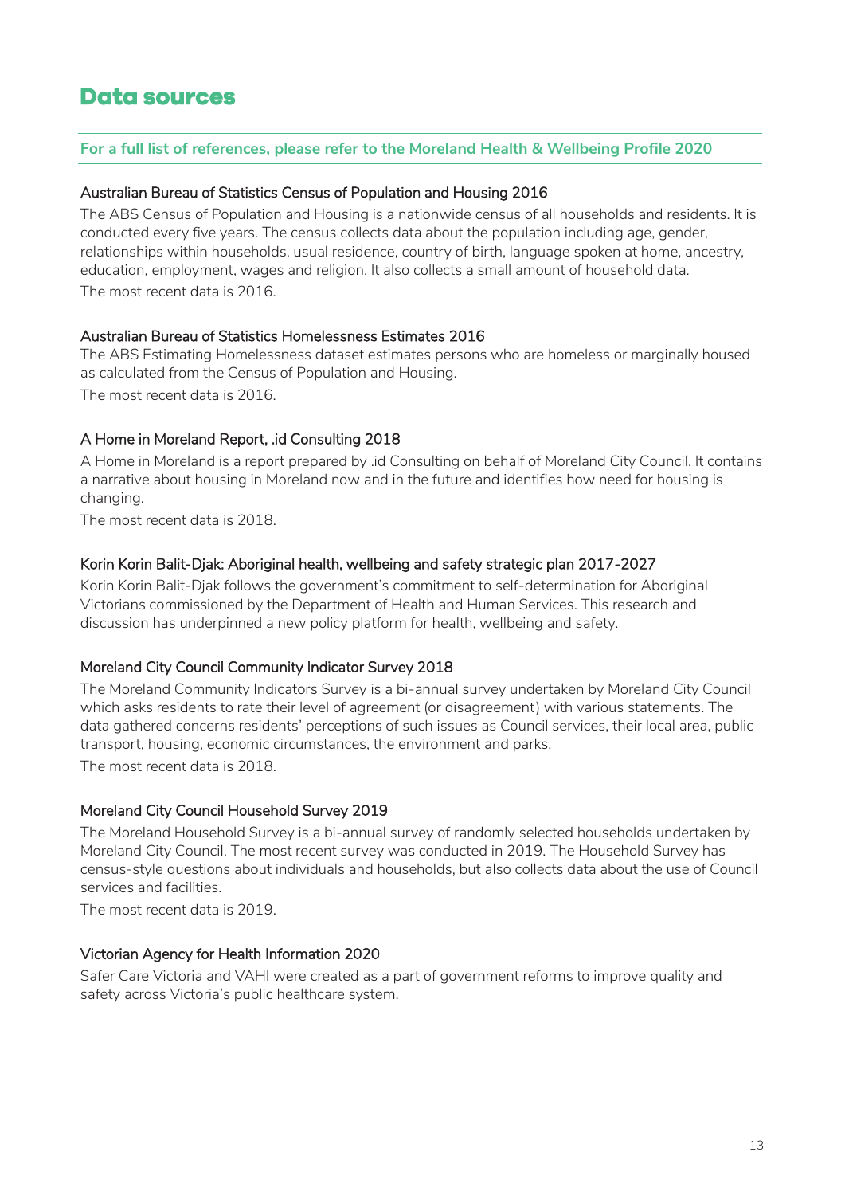# Data sources

**For a full list of references, please refer to the Moreland Health & Wellbeing Profile 2020**

### Australian Bureau of Statistics Census of Population and Housing 2016

The ABS Census of Population and Housing is a nationwide census of all households and residents. It is conducted every five years. The census collects data about the population including age, gender, relationships within households, usual residence, country of birth, language spoken at home, ancestry, education, employment, wages and religion. It also collects a small amount of household data.

The most recent data is 2016.

### Australian Bureau of Statistics Homelessness Estimates 2016

The ABS Estimating Homelessness dataset estimates persons who are homeless or marginally housed as calculated from the Census of Population and Housing.

The most recent data is 2016.

### A Home in Moreland Report, .id Consulting 2018

A Home in Moreland is a report prepared by .id Consulting on behalf of Moreland City Council. It contains a narrative about housing in Moreland now and in the future and identifies how need for housing is changing.

The most recent data is 2018.

### Korin Korin Balit-Djak: Aboriginal health, wellbeing and safety strategic plan 2017-2027

Korin Korin Balit-Djak follows the government's commitment to self-determination for Aboriginal Victorians commissioned by the Department of Health and Human Services. This research and discussion has underpinned a new policy platform for health, wellbeing and safety.

### Moreland City Council Community Indicator Survey 2018

The Moreland Community Indicators Survey is a bi-annual survey undertaken by Moreland City Council which asks residents to rate their level of agreement (or disagreement) with various statements. The data gathered concerns residents' perceptions of such issues as Council services, their local area, public transport, housing, economic circumstances, the environment and parks.

The most recent data is 2018.

### Moreland City Council Household Survey 2019

The Moreland Household Survey is a bi-annual survey of randomly selected households undertaken by Moreland City Council. The most recent survey was conducted in 2019. The Household Survey has census-style questions about individuals and households, but also collects data about the use of Council services and facilities.

The most recent data is 2019.

### Victorian Agency for Health Information 2020

Safer Care Victoria and VAHI were created as a part of government reforms to improve quality and safety across Victoria's public healthcare system.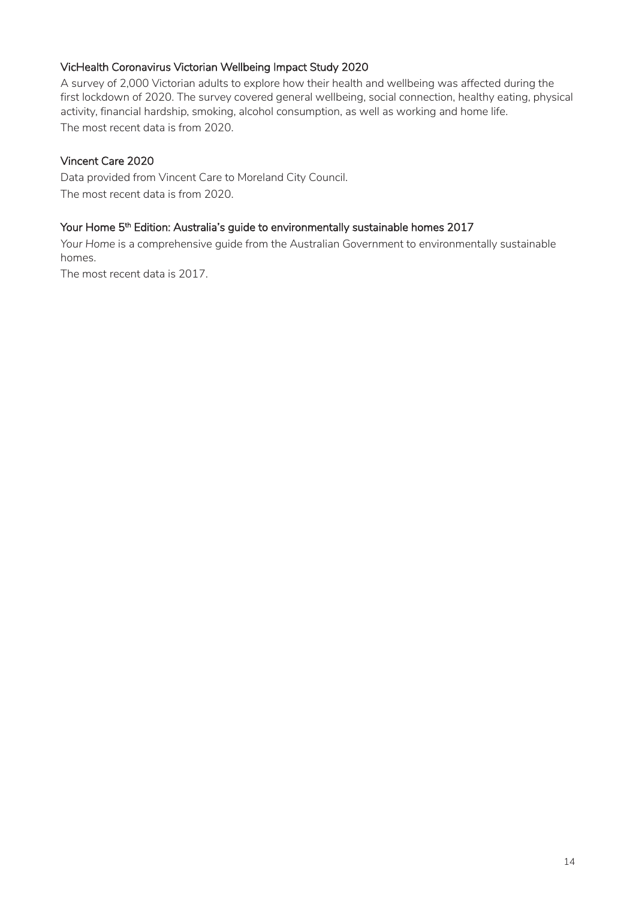### VicHealth Coronavirus Victorian Wellbeing Impact Study 2020

A survey of 2,000 Victorian adults to explore how their health and wellbeing was affected during the first lockdown of 2020. The survey covered general wellbeing, social connection, healthy eating, physical activity, financial hardship, smoking, alcohol consumption, as well as working and home life.

The most recent data is from 2020.

### Vincent Care 2020

Data provided from Vincent Care to Moreland City Council.

The most recent data is from 2020.

### Your Home 5th Edition: Australia's guide to environmentally sustainable homes 2017

*Your Home* is a comprehensive guide from the Australian Government to environmentally sustainable homes.

The most recent data is 2017.